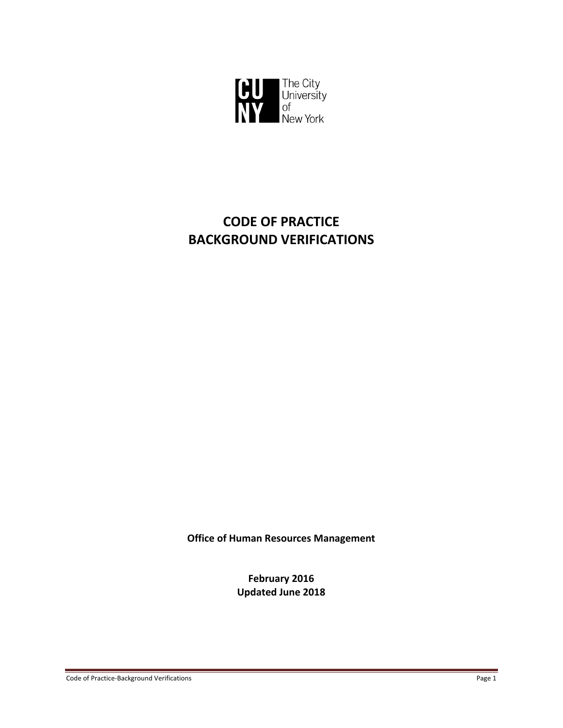The City University of New York

# CODE OF PRACTICE
# BACKGROUND VERIFICATIONS

**Office of Human Resources Management**

**February 2016**
**Updated June 2018**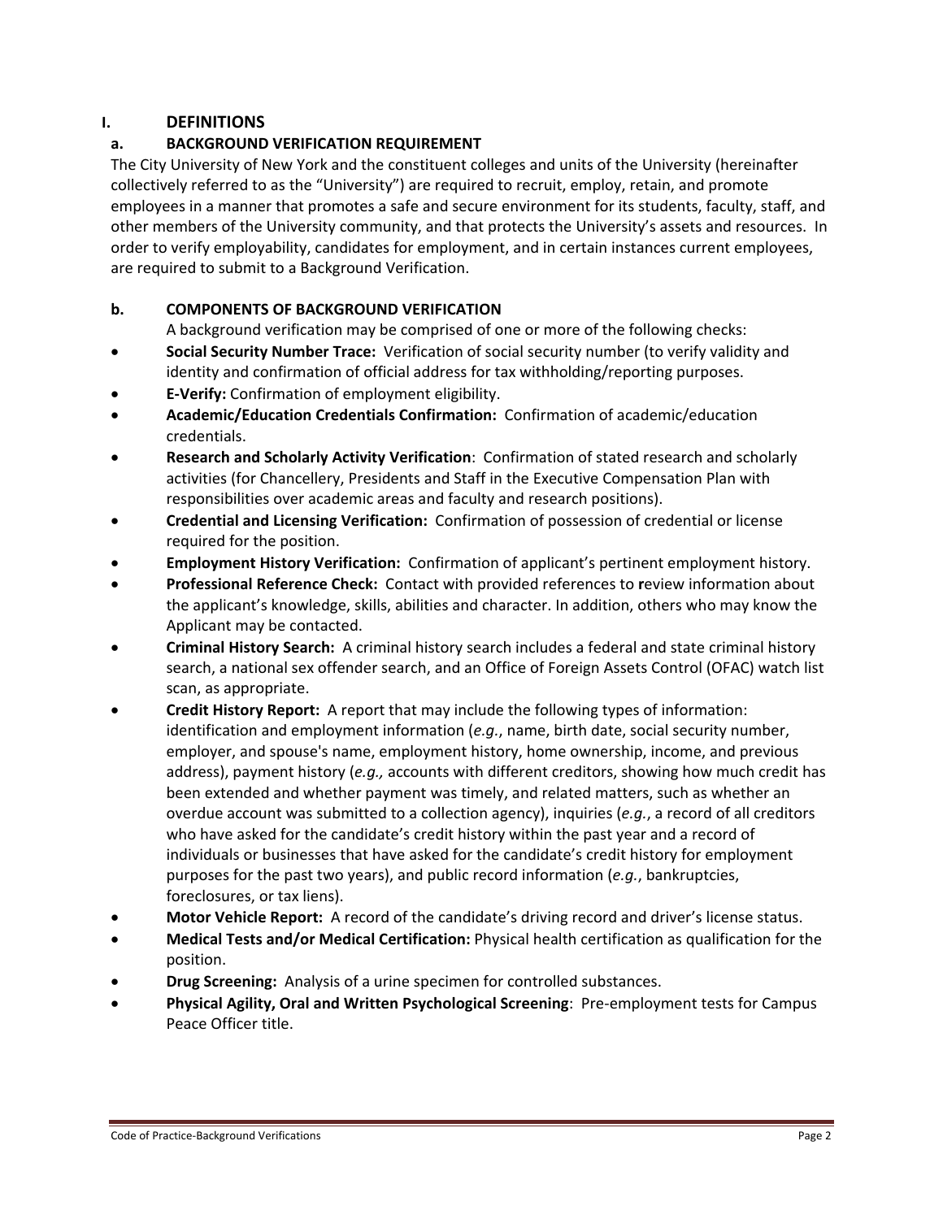# I. DEFINITIONS

## a. BACKGROUND VERIFICATION REQUIREMENT

The City University of New York and the constituent colleges and units of the University (hereinafter collectively referred to as the "University") are required to recruit, employ, retain, and promote employees in a manner that promotes a safe and secure environment for its students, faculty, staff, and other members of the University community, and that protects the University's assets and resources. In order to verify employability, candidates for employment, and in certain instances current employees, are required to submit to a Background Verification.

## b. COMPONENTS OF BACKGROUND VERIFICATION

A background verification may be comprised of one or more of the following checks:

- **Social Security Number Trace:** Verification of social security number (to verify validity and identity and confirmation of official address for tax withholding/reporting purposes.
- **E-Verify:** Confirmation of employment eligibility.
- **Academic/Education Credentials Confirmation:** Confirmation of academic/education credentials.
- **Research and Scholarly Activity Verification**: Confirmation of stated research and scholarly activities (for Chancellery, Presidents and Staff in the Executive Compensation Plan with responsibilities over academic areas and faculty and research positions).
- **Credential and Licensing Verification:** Confirmation of possession of credential or license required for the position.
- **Employment History Verification:** Confirmation of applicant's pertinent employment history.
- **Professional Reference Check:** Contact with provided references to **r**eview information about the applicant's knowledge, skills, abilities and character. In addition, others who may know the Applicant may be contacted.
- **Criminal History Search:** A criminal history search includes a federal and state criminal history search, a national sex offender search, and an Office of Foreign Assets Control (OFAC) watch list scan, as appropriate.
- **Credit History Report:** A report that may include the following types of information: identification and employment information (*e.g.*, name, birth date, social security number, employer, and spouse's name, employment history, home ownership, income, and previous address), payment history (*e.g.,* accounts with different creditors, showing how much credit has been extended and whether payment was timely, and related matters, such as whether an overdue account was submitted to a collection agency), inquiries (*e.g.*, a record of all creditors who have asked for the candidate's credit history within the past year and a record of individuals or businesses that have asked for the candidate's credit history for employment purposes for the past two years), and public record information (*e.g.*, bankruptcies, foreclosures, or tax liens).
- **Motor Vehicle Report:** A record of the candidate's driving record and driver's license status.
- **Medical Tests and/or Medical Certification:** Physical health certification as qualification for the position.
- **Drug Screening:** Analysis of a urine specimen for controlled substances.
- **Physical Agility, Oral and Written Psychological Screening**: Pre-employment tests for Campus Peace Officer title.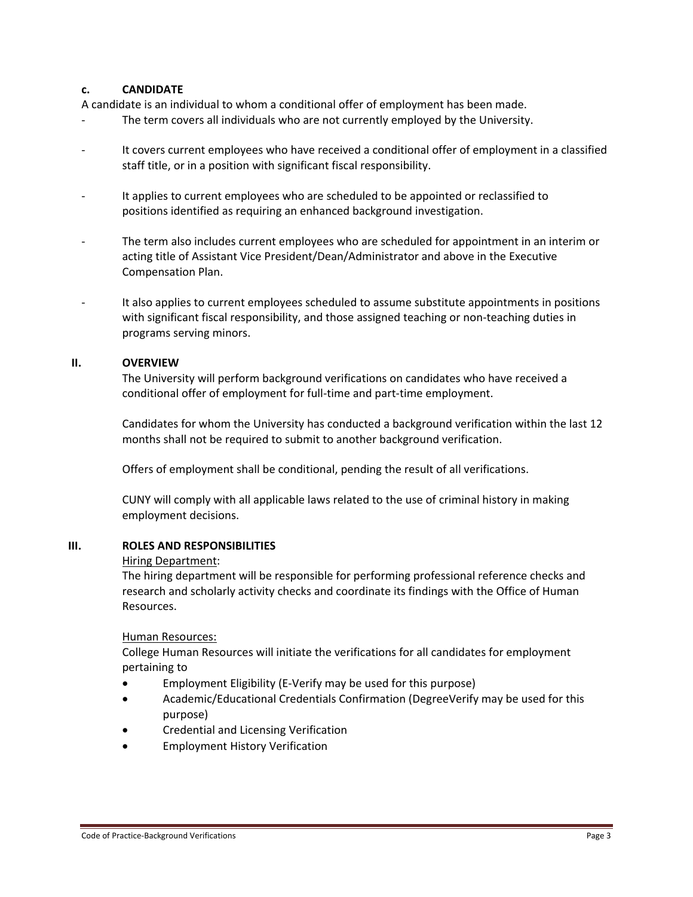#### c. CANDIDATE

A candidate is an individual to whom a conditional offer of employment has been made.

- The term covers all individuals who are not currently employed by the University.
- It covers current employees who have received a conditional offer of employment in a classified staff title, or in a position with significant fiscal responsibility.
- It applies to current employees who are scheduled to be appointed or reclassified to positions identified as requiring an enhanced background investigation.
- The term also includes current employees who are scheduled for appointment in an interim or acting title of Assistant Vice President/Dean/Administrator and above in the Executive Compensation Plan.
- It also applies to current employees scheduled to assume substitute appointments in positions with significant fiscal responsibility, and those assigned teaching or non-teaching duties in programs serving minors.

## II. OVERVIEW

The University will perform background verifications on candidates who have received a conditional offer of employment for full-time and part-time employment.

Candidates for whom the University has conducted a background verification within the last 12 months shall not be required to submit to another background verification.

Offers of employment shall be conditional, pending the result of all verifications.

CUNY will comply with all applicable laws related to the use of criminal history in making employment decisions.

## III. ROLES AND RESPONSIBILITIES

Hiring Department:

The hiring department will be responsible for performing professional reference checks and research and scholarly activity checks and coordinate its findings with the Office of Human Resources.

Human Resources:

College Human Resources will initiate the verifications for all candidates for employment pertaining to

- Employment Eligibility (E-Verify may be used for this purpose)
- Academic/Educational Credentials Confirmation (DegreeVerify may be used for this purpose)
- Credential and Licensing Verification
- Employment History Verification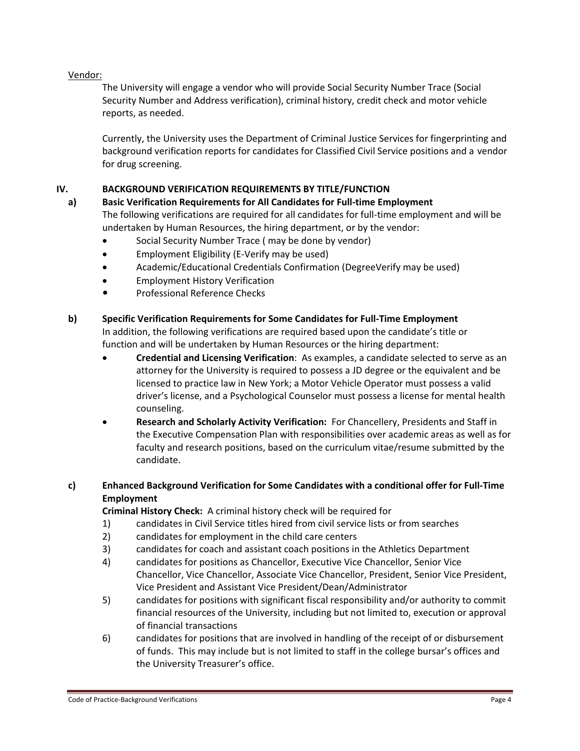Vendor:

The University will engage a vendor who will provide Social Security Number Trace (Social Security Number and Address verification), criminal history, credit check and motor vehicle reports, as needed.

Currently, the University uses the Department of Criminal Justice Services for fingerprinting and background verification reports for candidates for Classified Civil Service positions and a vendor for drug screening.

## IV. BACKGROUND VERIFICATION REQUIREMENTS BY TITLE/FUNCTION

### a) Basic Verification Requirements for All Candidates for Full-time Employment

The following verifications are required for all candidates for full-time employment and will be undertaken by Human Resources, the hiring department, or by the vendor:

- Social Security Number Trace ( may be done by vendor)
- Employment Eligibility (E-Verify may be used)
- Academic/Educational Credentials Confirmation (DegreeVerify may be used)
- Employment History Verification
- Professional Reference Checks

### b) Specific Verification Requirements for Some Candidates for Full-Time Employment

In addition, the following verifications are required based upon the candidate's title or function and will be undertaken by Human Resources or the hiring department:

- **Credential and Licensing Verification**: As examples, a candidate selected to serve as an attorney for the University is required to possess a JD degree or the equivalent and be licensed to practice law in New York; a Motor Vehicle Operator must possess a valid driver's license, and a Psychological Counselor must possess a license for mental health counseling.
- **Research and Scholarly Activity Verification:** For Chancellery, Presidents and Staff in the Executive Compensation Plan with responsibilities over academic areas as well as for faculty and research positions, based on the curriculum vitae/resume submitted by the candidate.

### c) Enhanced Background Verification for Some Candidates with a conditional offer for Full-Time Employment

**Criminal History Check:** A criminal history check will be required for

1) candidates in Civil Service titles hired from civil service lists or from searches
2) candidates for employment in the child care centers
3) candidates for coach and assistant coach positions in the Athletics Department
4) candidates for positions as Chancellor, Executive Vice Chancellor, Senior Vice Chancellor, Vice Chancellor, Associate Vice Chancellor, President, Senior Vice President, Vice President and Assistant Vice President/Dean/Administrator
5) candidates for positions with significant fiscal responsibility and/or authority to commit financial resources of the University, including but not limited to, execution or approval of financial transactions
6) candidates for positions that are involved in handling of the receipt of or disbursement of funds. This may include but is not limited to staff in the college bursar's offices and the University Treasurer's office.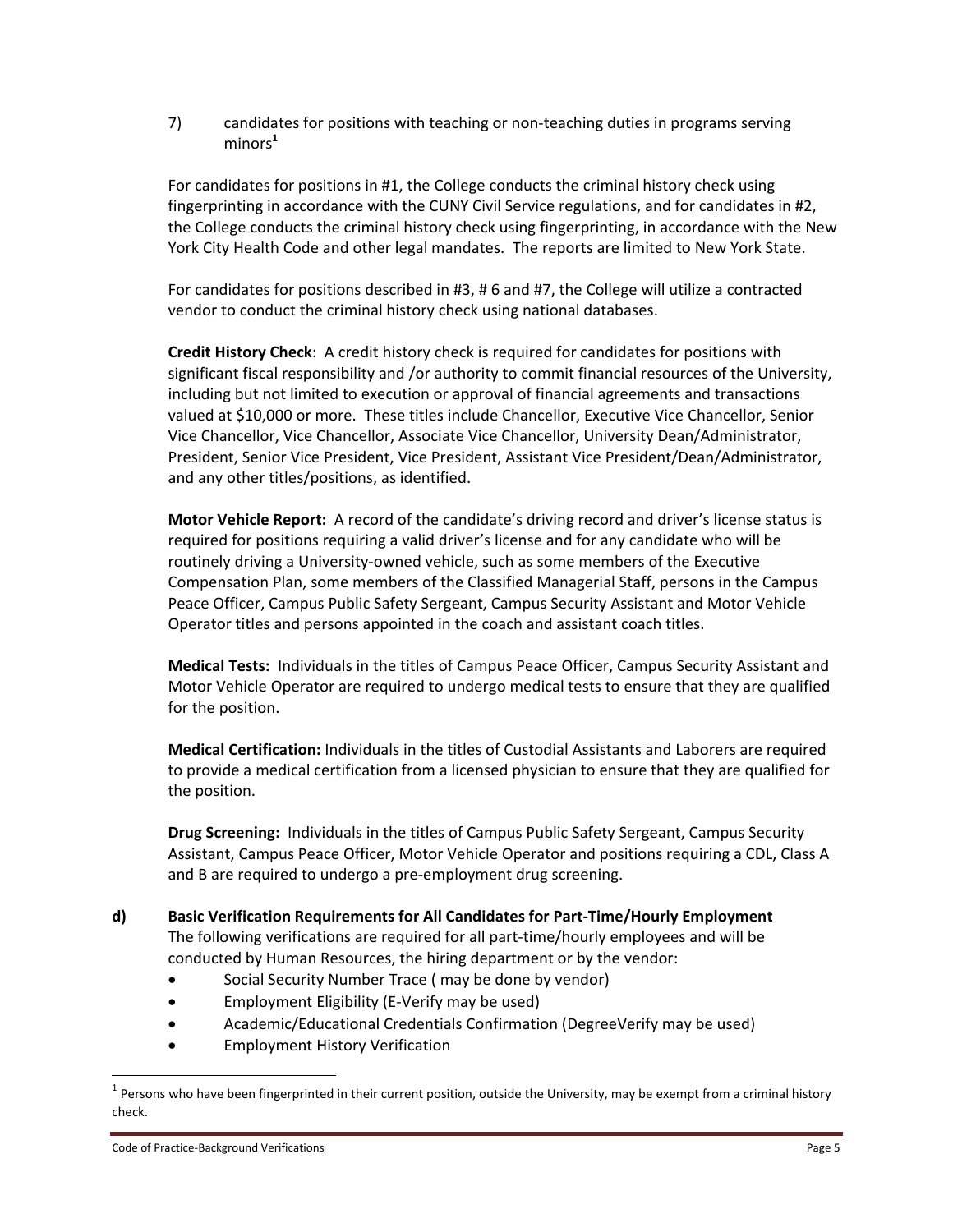7) candidates for positions with teaching or non-teaching duties in programs serving minors[1]

For candidates for positions in #1, the College conducts the criminal history check using fingerprinting in accordance with the CUNY Civil Service regulations, and for candidates in #2, the College conducts the criminal history check using fingerprinting, in accordance with the New York City Health Code and other legal mandates. The reports are limited to New York State.

For candidates for positions described in #3, # 6 and #7, the College will utilize a contracted vendor to conduct the criminal history check using national databases.

**Credit History Check**: A credit history check is required for candidates for positions with significant fiscal responsibility and /or authority to commit financial resources of the University, including but not limited to execution or approval of financial agreements and transactions valued at $10,000 or more. These titles include Chancellor, Executive Vice Chancellor, Senior Vice Chancellor, Vice Chancellor, Associate Vice Chancellor, University Dean/Administrator, President, Senior Vice President, Vice President, Assistant Vice President/Dean/Administrator, and any other titles/positions, as identified.

**Motor Vehicle Report:** A record of the candidate's driving record and driver's license status is required for positions requiring a valid driver's license and for any candidate who will be routinely driving a University-owned vehicle, such as some members of the Executive Compensation Plan, some members of the Classified Managerial Staff, persons in the Campus Peace Officer, Campus Public Safety Sergeant, Campus Security Assistant and Motor Vehicle Operator titles and persons appointed in the coach and assistant coach titles.

**Medical Tests:** Individuals in the titles of Campus Peace Officer, Campus Security Assistant and Motor Vehicle Operator are required to undergo medical tests to ensure that they are qualified for the position.

**Medical Certification:** Individuals in the titles of Custodial Assistants and Laborers are required to provide a medical certification from a licensed physician to ensure that they are qualified for the position.

**Drug Screening:** Individuals in the titles of Campus Public Safety Sergeant, Campus Security Assistant, Campus Peace Officer, Motor Vehicle Operator and positions requiring a CDL, Class A and B are required to undergo a pre-employment drug screening.

**d) Basic Verification Requirements for All Candidates for Part-Time/Hourly Employment**

The following verifications are required for all part-time/hourly employees and will be conducted by Human Resources, the hiring department or by the vendor:

- Social Security Number Trace ( may be done by vendor)
- Employment Eligibility (E-Verify may be used)
- Academic/Educational Credentials Confirmation (DegreeVerify may be used)
- Employment History Verification

[1] Persons who have been fingerprinted in their current position, outside the University, may be exempt from a criminal history check.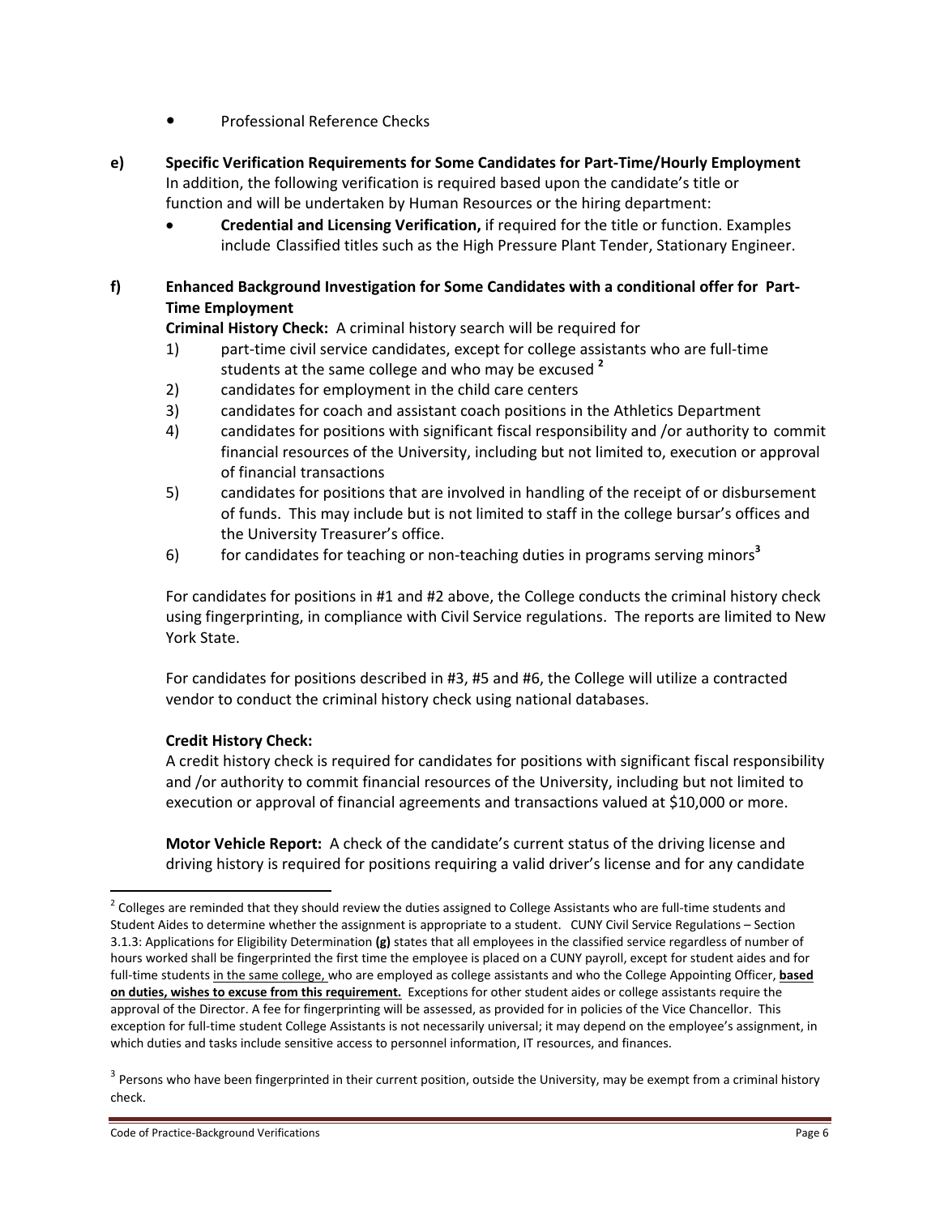- Professional Reference Checks

**e) Specific Verification Requirements for Some Candidates for Part-Time/Hourly Employment**

In addition, the following verification is required based upon the candidate's title or function and will be undertaken by Human Resources or the hiring department:

- **Credential and Licensing Verification,** if required for the title or function. Examples include Classified titles such as the High Pressure Plant Tender, Stationary Engineer.

**f) Enhanced Background Investigation for Some Candidates with a conditional offer for Part-Time Employment**

**Criminal History Check:** A criminal history search will be required for

1) part-time civil service candidates, except for college assistants who are full-time students at the same college and who may be excused [2]
2) candidates for employment in the child care centers
3) candidates for coach and assistant coach positions in the Athletics Department
4) candidates for positions with significant fiscal responsibility and /or authority to commit financial resources of the University, including but not limited to, execution or approval of financial transactions
5) candidates for positions that are involved in handling of the receipt of or disbursement of funds. This may include but is not limited to staff in the college bursar's offices and the University Treasurer's office.
6) for candidates for teaching or non-teaching duties in programs serving minors[3]

For candidates for positions in #1 and #2 above, the College conducts the criminal history check using fingerprinting, in compliance with Civil Service regulations. The reports are limited to New York State.

For candidates for positions described in #3, #5 and #6, the College will utilize a contracted vendor to conduct the criminal history check using national databases.

**Credit History Check:**

A credit history check is required for candidates for positions with significant fiscal responsibility and /or authority to commit financial resources of the University, including but not limited to execution or approval of financial agreements and transactions valued at $10,000 or more.

**Motor Vehicle Report:** A check of the candidate's current status of the driving license and driving history is required for positions requiring a valid driver's license and for any candidate

---

[2] Colleges are reminded that they should review the duties assigned to College Assistants who are full-time students and Student Aides to determine whether the assignment is appropriate to a student. CUNY Civil Service Regulations – Section 3.1.3: Applications for Eligibility Determination **(g)** states that all employees in the classified service regardless of number of hours worked shall be fingerprinted the first time the employee is placed on a CUNY payroll, except for student aides and for full-time students in the same college, who are employed as college assistants and who the College Appointing Officer, **based on duties, wishes to excuse from this requirement.** Exceptions for other student aides or college assistants require the approval of the Director. A fee for fingerprinting will be assessed, as provided for in policies of the Vice Chancellor. This exception for full-time student College Assistants is not necessarily universal; it may depend on the employee's assignment, in which duties and tasks include sensitive access to personnel information, IT resources, and finances.

[3] Persons who have been fingerprinted in their current position, outside the University, may be exempt from a criminal history check.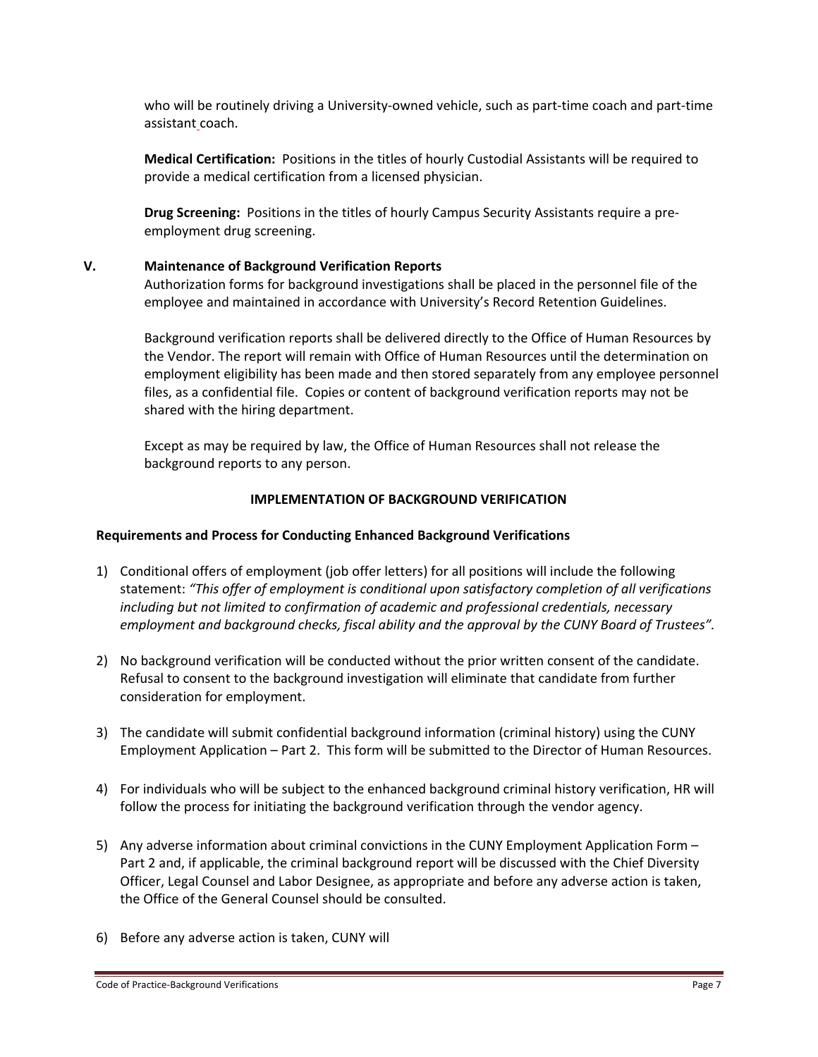who will be routinely driving a University-owned vehicle, such as part-time coach and part-time assistant coach.

**Medical Certification:** Positions in the titles of hourly Custodial Assistants will be required to provide a medical certification from a licensed physician.

**Drug Screening:** Positions in the titles of hourly Campus Security Assistants require a pre-employment drug screening.

## V. Maintenance of Background Verification Reports

Authorization forms for background investigations shall be placed in the personnel file of the employee and maintained in accordance with University's Record Retention Guidelines.

Background verification reports shall be delivered directly to the Office of Human Resources by the Vendor. The report will remain with Office of Human Resources until the determination on employment eligibility has been made and then stored separately from any employee personnel files, as a confidential file. Copies or content of background verification reports may not be shared with the hiring department.

Except as may be required by law, the Office of Human Resources shall not release the background reports to any person.

## IMPLEMENTATION OF BACKGROUND VERIFICATION

### Requirements and Process for Conducting Enhanced Background Verifications

1) Conditional offers of employment (job offer letters) for all positions will include the following statement: *"This offer of employment is conditional upon satisfactory completion of all verifications including but not limited to confirmation of academic and professional credentials, necessary employment and background checks, fiscal ability and the approval by the CUNY Board of Trustees".*

2) No background verification will be conducted without the prior written consent of the candidate. Refusal to consent to the background investigation will eliminate that candidate from further consideration for employment.

3) The candidate will submit confidential background information (criminal history) using the CUNY Employment Application – Part 2. This form will be submitted to the Director of Human Resources.

4) For individuals who will be subject to the enhanced background criminal history verification, HR will follow the process for initiating the background verification through the vendor agency.

5) Any adverse information about criminal convictions in the CUNY Employment Application Form – Part 2 and, if applicable, the criminal background report will be discussed with the Chief Diversity Officer, Legal Counsel and Labor Designee, as appropriate and before any adverse action is taken, the Office of the General Counsel should be consulted.

6) Before any adverse action is taken, CUNY will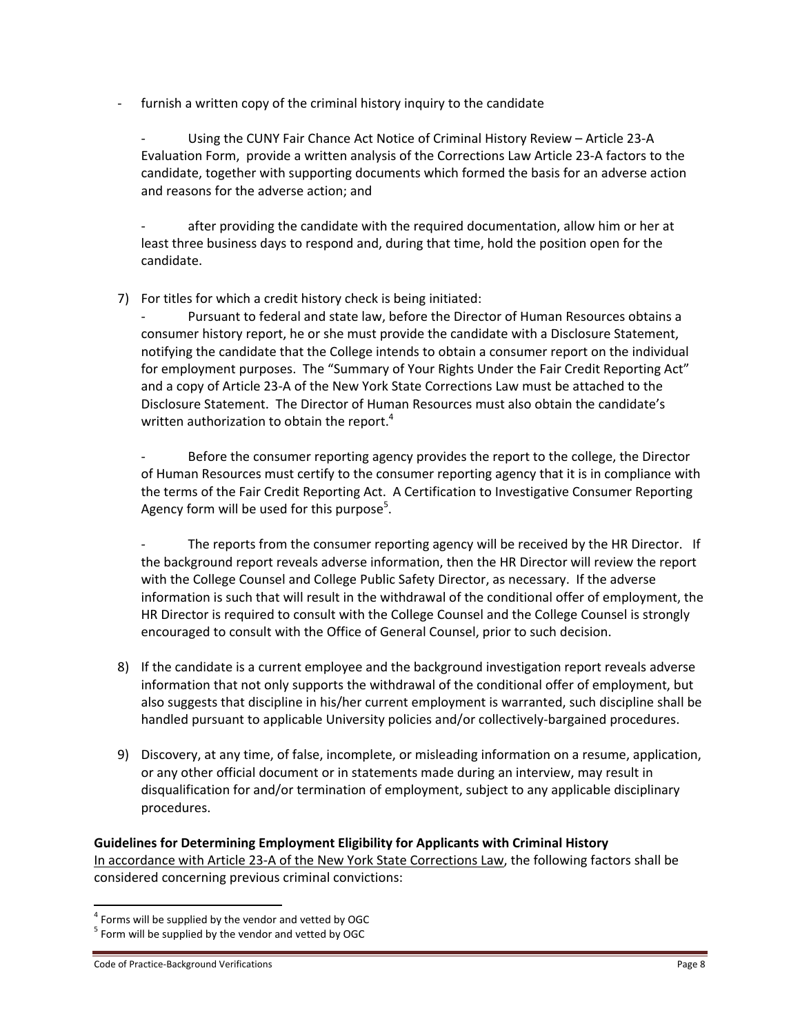- furnish a written copy of the criminal history inquiry to the candidate

  - Using the CUNY Fair Chance Act Notice of Criminal History Review – Article 23-A Evaluation Form, provide a written analysis of the Corrections Law Article 23-A factors to the candidate, together with supporting documents which formed the basis for an adverse action and reasons for the adverse action; and

  - after providing the candidate with the required documentation, allow him or her at least three business days to respond and, during that time, hold the position open for the candidate.

7) For titles for which a credit history check is being initiated:

   - Pursuant to federal and state law, before the Director of Human Resources obtains a consumer history report, he or she must provide the candidate with a Disclosure Statement, notifying the candidate that the College intends to obtain a consumer report on the individual for employment purposes. The "Summary of Your Rights Under the Fair Credit Reporting Act" and a copy of Article 23-A of the New York State Corrections Law must be attached to the Disclosure Statement. The Director of Human Resources must also obtain the candidate's written authorization to obtain the report.[4]

   - Before the consumer reporting agency provides the report to the college, the Director of Human Resources must certify to the consumer reporting agency that it is in compliance with the terms of the Fair Credit Reporting Act. A Certification to Investigative Consumer Reporting Agency form will be used for this purpose[5].

   - The reports from the consumer reporting agency will be received by the HR Director. If the background report reveals adverse information, then the HR Director will review the report with the College Counsel and College Public Safety Director, as necessary. If the adverse information is such that will result in the withdrawal of the conditional offer of employment, the HR Director is required to consult with the College Counsel and the College Counsel is strongly encouraged to consult with the Office of General Counsel, prior to such decision.

8) If the candidate is a current employee and the background investigation report reveals adverse information that not only supports the withdrawal of the conditional offer of employment, but also suggests that discipline in his/her current employment is warranted, such discipline shall be handled pursuant to applicable University policies and/or collectively-bargained procedures.

9) Discovery, at any time, of false, incomplete, or misleading information on a resume, application, or any other official document or in statements made during an interview, may result in disqualification for and/or termination of employment, subject to any applicable disciplinary procedures.

**Guidelines for Determining Employment Eligibility for Applicants with Criminal History**
In accordance with Article 23-A of the New York State Corrections Law, the following factors shall be considered concerning previous criminal convictions:

---

[4] Forms will be supplied by the vendor and vetted by OGC
[5] Form will be supplied by the vendor and vetted by OGC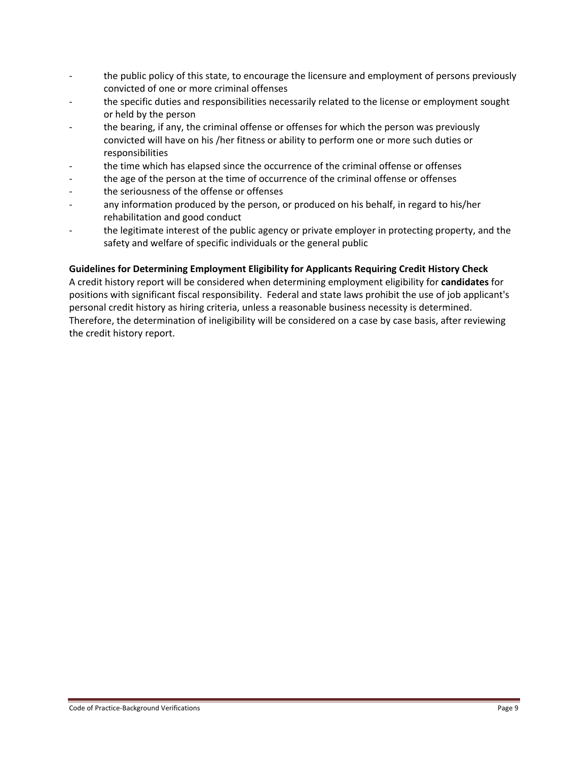- the public policy of this state, to encourage the licensure and employment of persons previously convicted of one or more criminal offenses
- the specific duties and responsibilities necessarily related to the license or employment sought or held by the person
- the bearing, if any, the criminal offense or offenses for which the person was previously convicted will have on his /her fitness or ability to perform one or more such duties or responsibilities
- the time which has elapsed since the occurrence of the criminal offense or offenses
- the age of the person at the time of occurrence of the criminal offense or offenses
- the seriousness of the offense or offenses
- any information produced by the person, or produced on his behalf, in regard to his/her rehabilitation and good conduct
- the legitimate interest of the public agency or private employer in protecting property, and the safety and welfare of specific individuals or the general public

**Guidelines for Determining Employment Eligibility for Applicants Requiring Credit History Check**

A credit history report will be considered when determining employment eligibility for **candidates** for positions with significant fiscal responsibility. Federal and state laws prohibit the use of job applicant's personal credit history as hiring criteria, unless a reasonable business necessity is determined. Therefore, the determination of ineligibility will be considered on a case by case basis, after reviewing the credit history report.